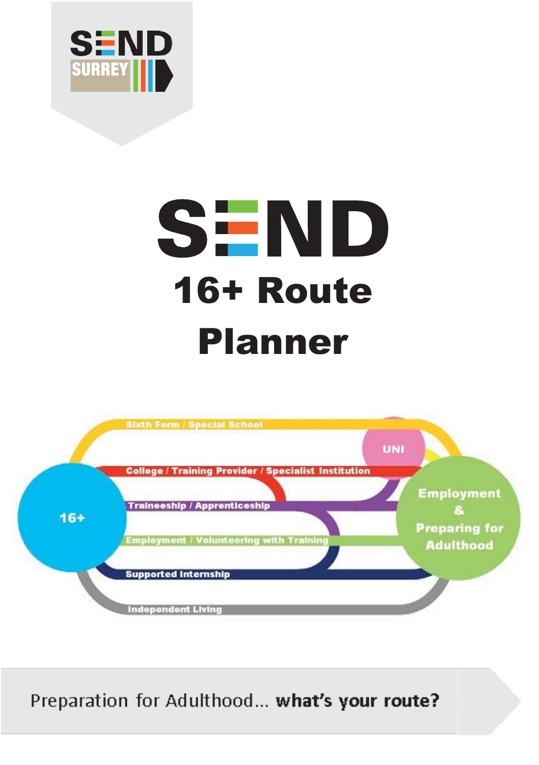SEND SURREY

# SEND 16+ Route Planner

Sixth Form / Special School

UNI

College / Training Provider / Specialist Institution

16+

Traineeship / Apprenticeship

Employment / Volunteering with Training

Supported Internship

Independent Living

Employment & Preparing for Adulthood

Preparation for Adulthood... **what's your route?**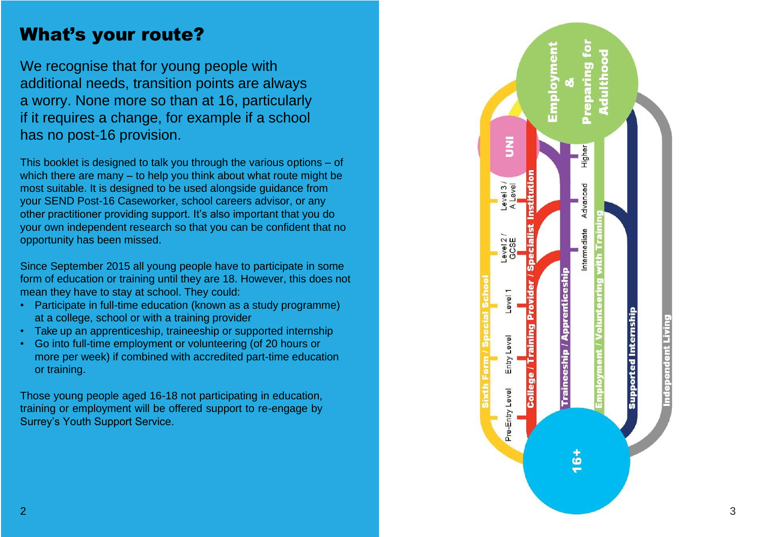# What's your route?

We recognise that for young people with additional needs, transition points are always a worry. None more so than at 16, particularly if it requires a change, for example if a school has no post-16 provision.

This booklet is designed to talk you through the various options – of which there are many – to help you think about what route might be most suitable. It is designed to be used alongside guidance from your SEND Post-16 Caseworker, school careers advisor, or any other practitioner providing support. It's also important that you do your own independent research so that you can be confident that no opportunity has been missed.

Since September 2015 all young people have to participate in some form of education or training until they are 18. However, this does not mean they have to stay at school. They could:

- Participate in full-time education (known as a study programme) at a college, school or with a training provider
- Take up an apprenticeship, traineeship or supported internship
- Go into full-time employment or volunteering (of 20 hours or more per week) if combined with accredited part-time education or training.

Those young people aged 16-18 not participating in education, training or employment will be offered support to re-engage by Surrey's Youth Support Service.

16+

- Sixth Form / Special School
- College / Training Provider / Specialist Institution
- Traineeship / Apprenticeship
- Employment / Volunteering with Training
- Supported Internship
- Independent Living

Pre-Entry Level, Entry Level, Level 1, Level 2 / GCSE, Level 3 / A Level

Intermediate, Advanced, Higher

UNI

Employment & Preparing for Adulthood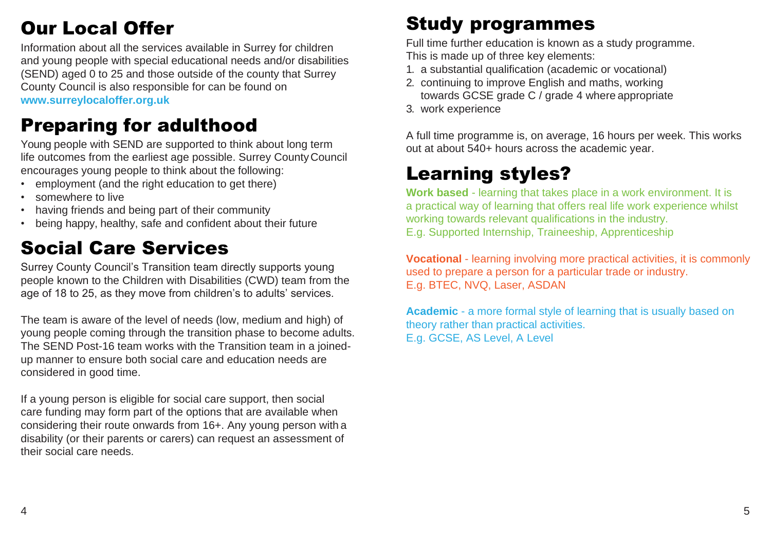## Our Local Offer

Information about all the services available in Surrey for children and young people with special educational needs and/or disabilities (SEND) aged 0 to 25 and those outside of the county that Surrey County Council is also responsible for can be found on **www.surreylocaloffer.org.uk**

## Preparing for adulthood

Young people with SEND are supported to think about long term life outcomes from the earliest age possible. Surrey County Council encourages young people to think about the following:

- employment (and the right education to get there)
- somewhere to live
- having friends and being part of their community
- being happy, healthy, safe and confident about their future

## Social Care Services

Surrey County Council's Transition team directly supports young people known to the Children with Disabilities (CWD) team from the age of 18 to 25, as they move from children's to adults' services.

The team is aware of the level of needs (low, medium and high) of young people coming through the transition phase to become adults. The SEND Post-16 team works with the Transition team in a joined-up manner to ensure both social care and education needs are considered in good time.

If a young person is eligible for social care support, then social care funding may form part of the options that are available when considering their route onwards from 16+. Any young person with a disability (or their parents or carers) can request an assessment of their social care needs.

## Study programmes

Full time further education is known as a study programme. This is made up of three key elements:

1. a substantial qualification (academic or vocational)
2. continuing to improve English and maths, working towards GCSE grade C / grade 4 where appropriate
3. work experience

A full time programme is, on average, 16 hours per week. This works out at about 540+ hours across the academic year.

## Learning styles?

**Work based** - learning that takes place in a work environment. It is a practical way of learning that offers real life work experience whilst working towards relevant qualifications in the industry.
E.g. Supported Internship, Traineeship, Apprenticeship

**Vocational** - learning involving more practical activities, it is commonly used to prepare a person for a particular trade or industry.
E.g. BTEC, NVQ, Laser, ASDAN

**Academic** - a more formal style of learning that is usually based on theory rather than practical activities.
E.g. GCSE, AS Level, A Level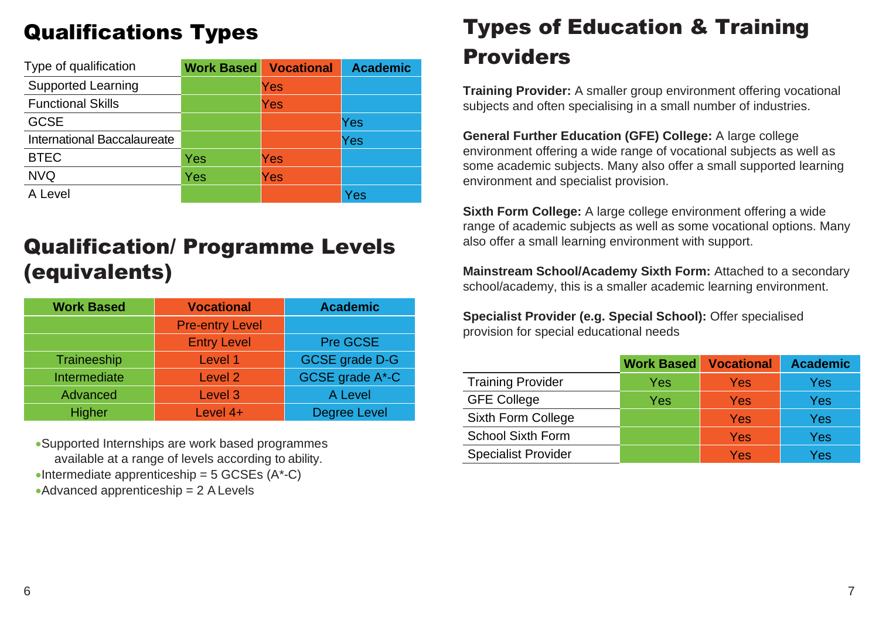## Qualifications Types

| Type of qualification | Work Based | Vocational | Academic |
|---|---|---|---|
| Supported Learning | | Yes | |
| Functional Skills | | Yes | |
| GCSE | | | Yes |
| International Baccalaureate | | | Yes |
| BTEC | Yes | Yes | |
| NVQ | Yes | Yes | |
| A Level | | | Yes |

## Qualification/ Programme Levels (equivalents)

| Work Based | Vocational | Academic |
|---|---|---|
| | Pre-entry Level | |
| | Entry Level | Pre GCSE |
| Traineeship | Level 1 | GCSE grade D-G |
| Intermediate | Level 2 | GCSE grade A*-C |
| Advanced | Level 3 | A Level |
| Higher | Level 4+ | Degree Level |

- Supported Internships are work based programmes available at a range of levels according to ability.
- Intermediate apprenticeship = 5 GCSEs (A*-C)
- Advanced apprenticeship = 2 A Levels

## Types of Education & Training Providers

**Training Provider:** A smaller group environment offering vocational subjects and often specialising in a small number of industries.

**General Further Education (GFE) College:** A large college environment offering a wide range of vocational subjects as well as some academic subjects. Many also offer a small supported learning environment and specialist provision.

**Sixth Form College:** A large college environment offering a wide range of academic subjects as well as some vocational options. Many also offer a small learning environment with support.

**Mainstream School/Academy Sixth Form:** Attached to a secondary school/academy, this is a smaller academic learning environment.

**Specialist Provider (e.g. Special School):** Offer specialised provision for special educational needs

| | Work Based | Vocational | Academic |
|---|---|---|---|
| Training Provider | Yes | Yes | Yes |
| GFE College | Yes | Yes | Yes |
| Sixth Form College | | Yes | Yes |
| School Sixth Form | | Yes | Yes |
| Specialist Provider | | Yes | Yes |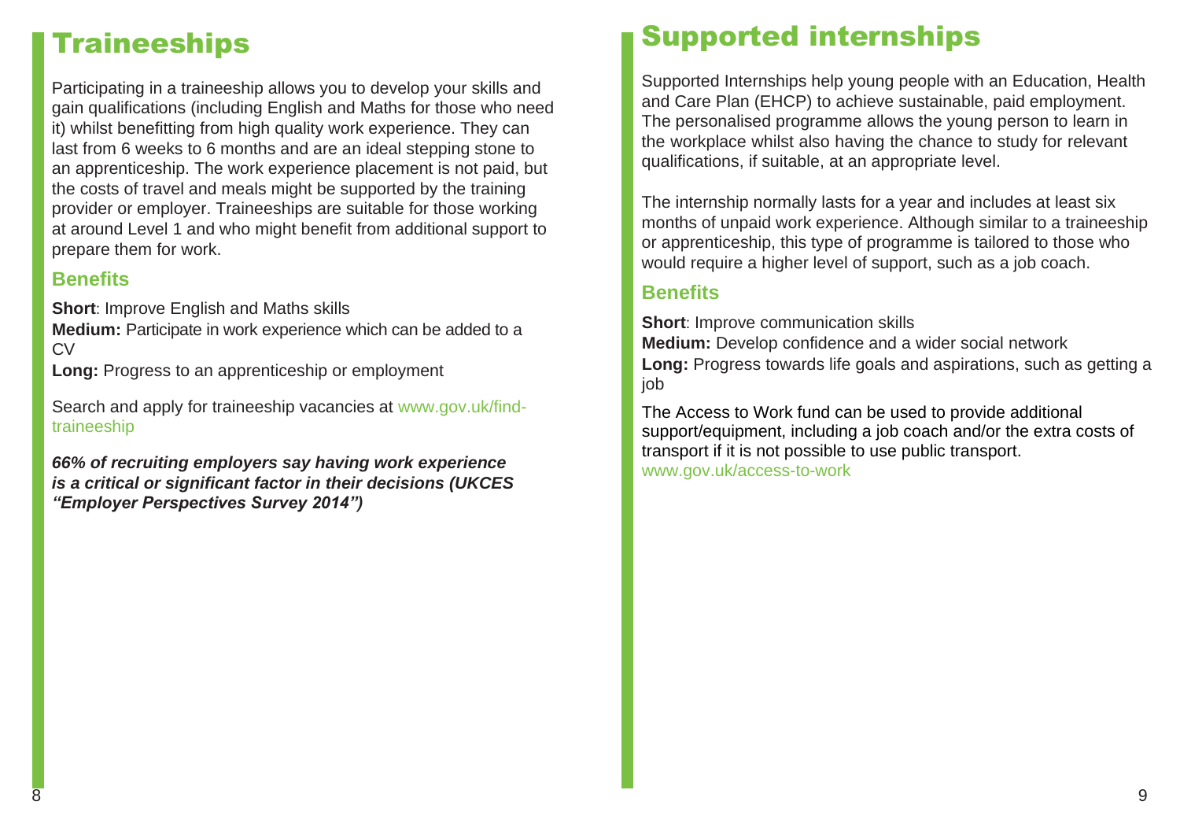# Traineeships

Participating in a traineeship allows you to develop your skills and gain qualifications (including English and Maths for those who need it) whilst benefitting from high quality work experience. They can last from 6 weeks to 6 months and are an ideal stepping stone to an apprenticeship. The work experience placement is not paid, but the costs of travel and meals might be supported by the training provider or employer. Traineeships are suitable for those working at around Level 1 and who might benefit from additional support to prepare them for work.

## Benefits

**Short**: Improve English and Maths skills
**Medium:** Participate in work experience which can be added to a CV
**Long:** Progress to an apprenticeship or employment

Search and apply for traineeship vacancies at www.gov.uk/find-traineeship

***66% of recruiting employers say having work experience is a critical or significant factor in their decisions (UKCES "Employer Perspectives Survey 2014")***

# Supported internships

Supported Internships help young people with an Education, Health and Care Plan (EHCP) to achieve sustainable, paid employment. The personalised programme allows the young person to learn in the workplace whilst also having the chance to study for relevant qualifications, if suitable, at an appropriate level.

The internship normally lasts for a year and includes at least six months of unpaid work experience. Although similar to a traineeship or apprenticeship, this type of programme is tailored to those who would require a higher level of support, such as a job coach.

## Benefits

**Short**: Improve communication skills
**Medium:** Develop confidence and a wider social network
**Long:** Progress towards life goals and aspirations, such as getting a job

The Access to Work fund can be used to provide additional support/equipment, including a job coach and/or the extra costs of transport if it is not possible to use public transport.
www.gov.uk/access-to-work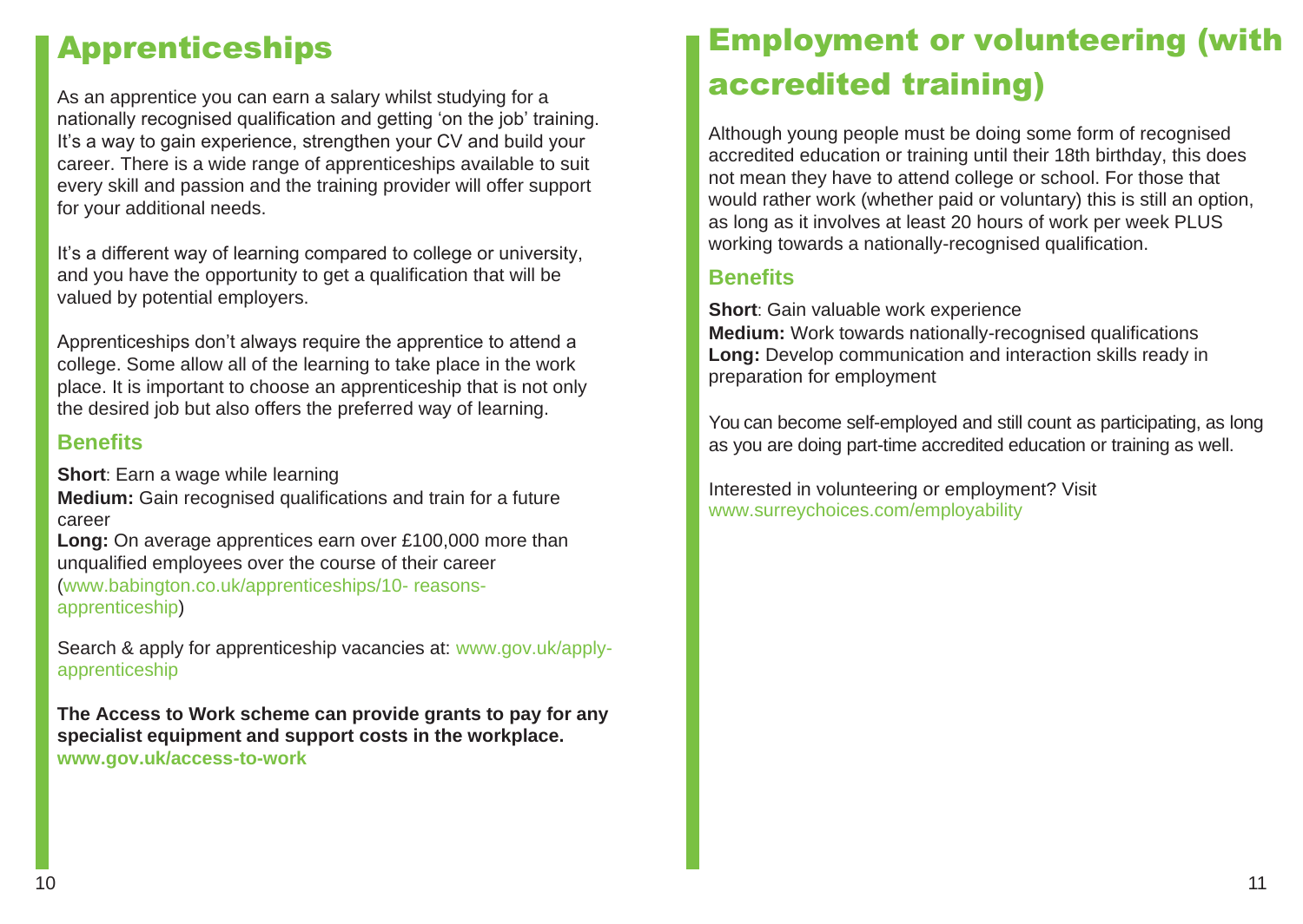# Apprenticeships

As an apprentice you can earn a salary whilst studying for a nationally recognised qualification and getting 'on the job' training. It's a way to gain experience, strengthen your CV and build your career. There is a wide range of apprenticeships available to suit every skill and passion and the training provider will offer support for your additional needs.

It's a different way of learning compared to college or university, and you have the opportunity to get a qualification that will be valued by potential employers.

Apprenticeships don't always require the apprentice to attend a college. Some allow all of the learning to take place in the work place. It is important to choose an apprenticeship that is not only the desired job but also offers the preferred way of learning.

### Benefits

**Short**: Earn a wage while learning
**Medium:** Gain recognised qualifications and train for a future career
**Long:** On average apprentices earn over £100,000 more than unqualified employees over the course of their career (www.babington.co.uk/apprenticeships/10- reasons-apprenticeship)

Search & apply for apprenticeship vacancies at: www.gov.uk/apply-apprenticeship

**The Access to Work scheme can provide grants to pay for any specialist equipment and support costs in the workplace.**
**www.gov.uk/access-to-work**

# Employment or volunteering (with accredited training)

Although young people must be doing some form of recognised accredited education or training until their 18th birthday, this does not mean they have to attend college or school. For those that would rather work (whether paid or voluntary) this is still an option, as long as it involves at least 20 hours of work per week PLUS working towards a nationally-recognised qualification.

### Benefits

**Short**: Gain valuable work experience
**Medium:** Work towards nationally-recognised qualifications
**Long:** Develop communication and interaction skills ready in preparation for employment

You can become self-employed and still count as participating, as long as you are doing part-time accredited education or training as well.

Interested in volunteering or employment? Visit www.surreychoices.com/employability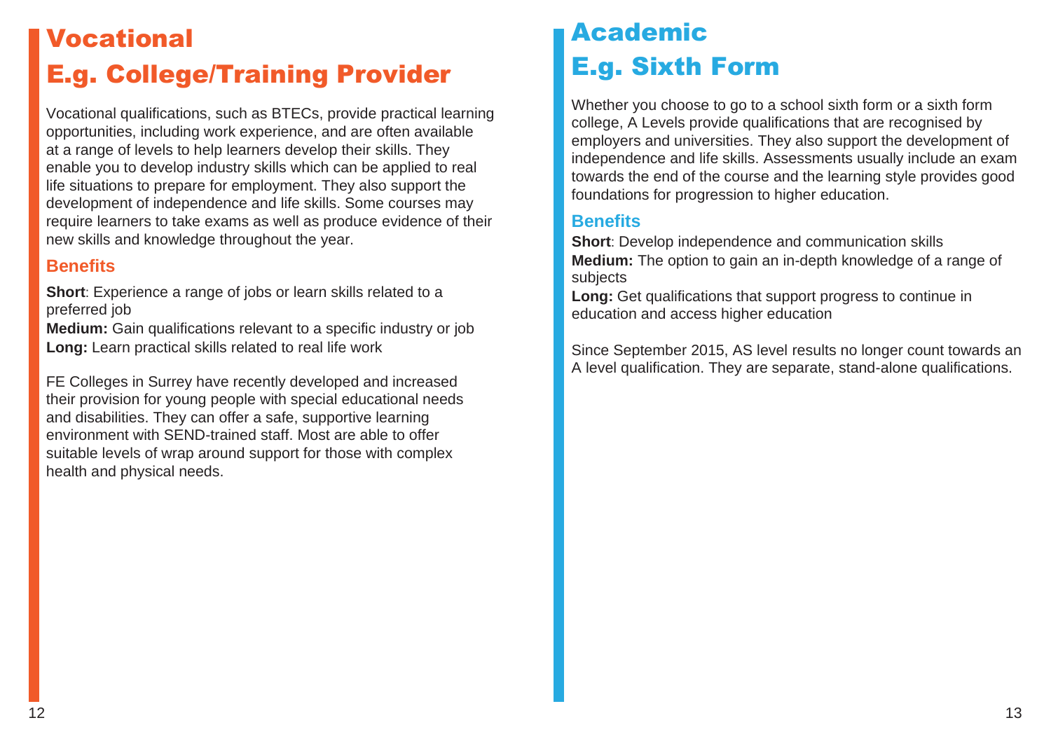# Vocational
# E.g. College/Training Provider

Vocational qualifications, such as BTECs, provide practical learning opportunities, including work experience, and are often available at a range of levels to help learners develop their skills. They enable you to develop industry skills which can be applied to real life situations to prepare for employment. They also support the development of independence and life skills. Some courses may require learners to take exams as well as produce evidence of their new skills and knowledge throughout the year.

### Benefits

**Short**: Experience a range of jobs or learn skills related to a preferred job
**Medium:** Gain qualifications relevant to a specific industry or job
**Long:** Learn practical skills related to real life work

FE Colleges in Surrey have recently developed and increased their provision for young people with special educational needs and disabilities. They can offer a safe, supportive learning environment with SEND-trained staff. Most are able to offer suitable levels of wrap around support for those with complex health and physical needs.

# Academic
# E.g. Sixth Form

Whether you choose to go to a school sixth form or a sixth form college, A Levels provide qualifications that are recognised by employers and universities. They also support the development of independence and life skills. Assessments usually include an exam towards the end of the course and the learning style provides good foundations for progression to higher education.

### Benefits

**Short**: Develop independence and communication skills
**Medium:** The option to gain an in-depth knowledge of a range of subjects
**Long:** Get qualifications that support progress to continue in education and access higher education

Since September 2015, AS level results no longer count towards an A level qualification. They are separate, stand-alone qualifications.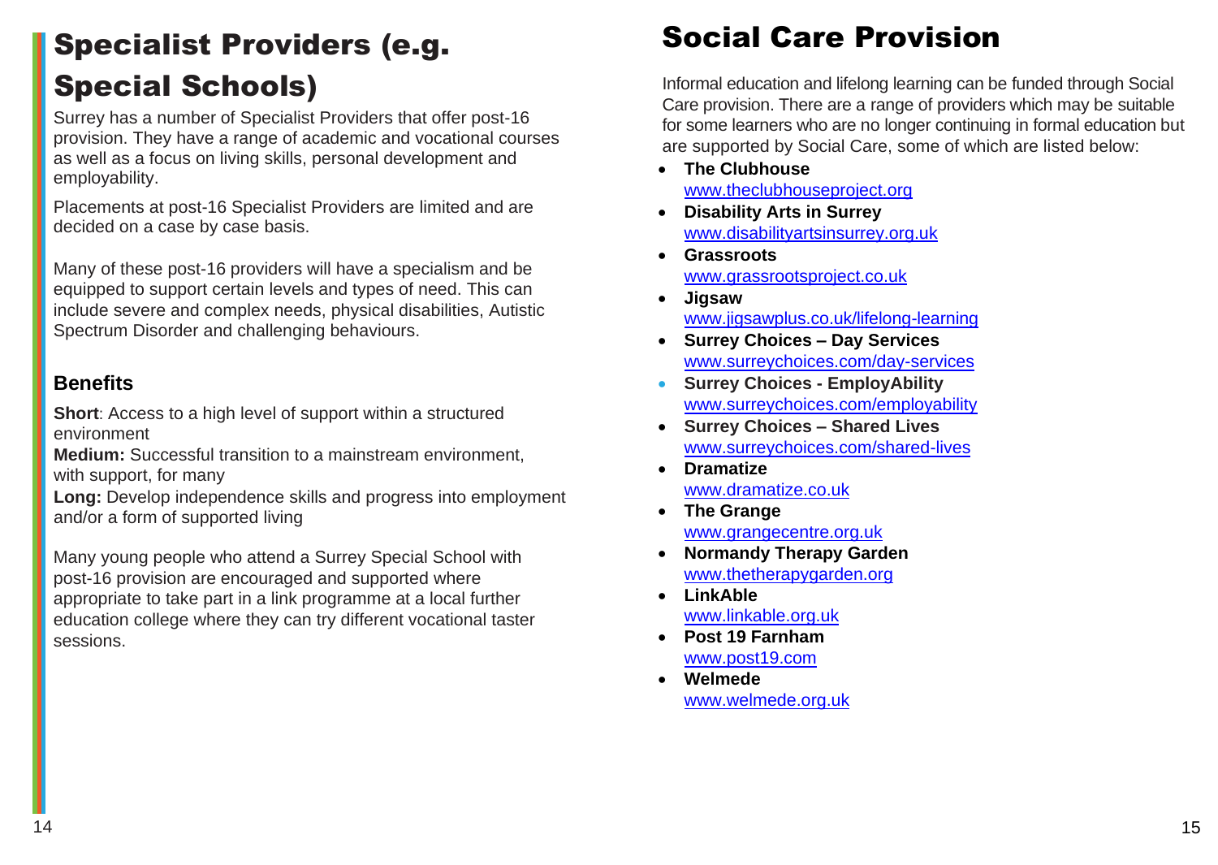# Specialist Providers (e.g. Special Schools)

Surrey has a number of Specialist Providers that offer post-16 provision. They have a range of academic and vocational courses as well as a focus on living skills, personal development and employability.

Placements at post-16 Specialist Providers are limited and are decided on a case by case basis.

Many of these post-16 providers will have a specialism and be equipped to support certain levels and types of need. This can include severe and complex needs, physical disabilities, Autistic Spectrum Disorder and challenging behaviours.

### Benefits

**Short**: Access to a high level of support within a structured environment

**Medium:** Successful transition to a mainstream environment, with support, for many

**Long:** Develop independence skills and progress into employment and/or a form of supported living

Many young people who attend a Surrey Special School with post-16 provision are encouraged and supported where appropriate to take part in a link programme at a local further education college where they can try different vocational taster sessions.

# Social Care Provision

Informal education and lifelong learning can be funded through Social Care provision. There are a range of providers which may be suitable for some learners who are no longer continuing in formal education but are supported by Social Care, some of which are listed below:

- **The Clubhouse**
  www.theclubhouseproject.org
- **Disability Arts in Surrey**
  www.disabilityartsinsurrey.org.uk
- **Grassroots**
  www.grassrootsproject.co.uk
- **Jigsaw**
  www.jigsawplus.co.uk/lifelong-learning
- **Surrey Choices – Day Services**
  www.surreychoices.com/day-services
- **Surrey Choices - EmployAbility**
  www.surreychoices.com/employability
- **Surrey Choices – Shared Lives**
  www.surreychoices.com/shared-lives
- **Dramatize**
  www.dramatize.co.uk
- **The Grange**
  www.grangecentre.org.uk
- **Normandy Therapy Garden**
  www.thetherapygarden.org
- **LinkAble**
  www.linkable.org.uk
- **Post 19 Farnham**
  www.post19.com
- **Welmede**
  www.welmede.org.uk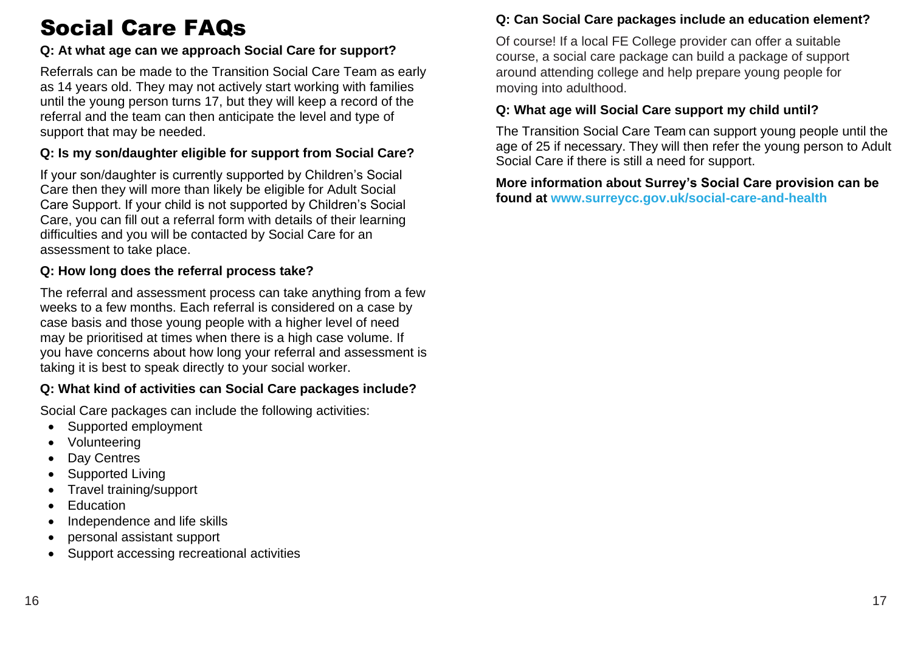# Social Care FAQs

**Q: At what age can we approach Social Care for support?**

Referrals can be made to the Transition Social Care Team as early as 14 years old. They may not actively start working with families until the young person turns 17, but they will keep a record of the referral and the team can then anticipate the level and type of support that may be needed.

**Q: Is my son/daughter eligible for support from Social Care?**

If your son/daughter is currently supported by Children's Social Care then they will more than likely be eligible for Adult Social Care Support. If your child is not supported by Children's Social Care, you can fill out a referral form with details of their learning difficulties and you will be contacted by Social Care for an assessment to take place.

**Q: How long does the referral process take?**

The referral and assessment process can take anything from a few weeks to a few months. Each referral is considered on a case by case basis and those young people with a higher level of need may be prioritised at times when there is a high case volume. If you have concerns about how long your referral and assessment is taking it is best to speak directly to your social worker.

**Q: What kind of activities can Social Care packages include?**

Social Care packages can include the following activities:

- Supported employment
- Volunteering
- Day Centres
- Supported Living
- Travel training/support
- Education
- Independence and life skills
- personal assistant support
- Support accessing recreational activities

**Q: Can Social Care packages include an education element?**

Of course! If a local FE College provider can offer a suitable course, a social care package can build a package of support around attending college and help prepare young people for moving into adulthood.

**Q: What age will Social Care support my child until?**

The Transition Social Care Team can support young people until the age of 25 if necessary. They will then refer the young person to Adult Social Care if there is still a need for support.

**More information about Surrey's Social Care provision can be found at www.surreycc.gov.uk/social-care-and-health**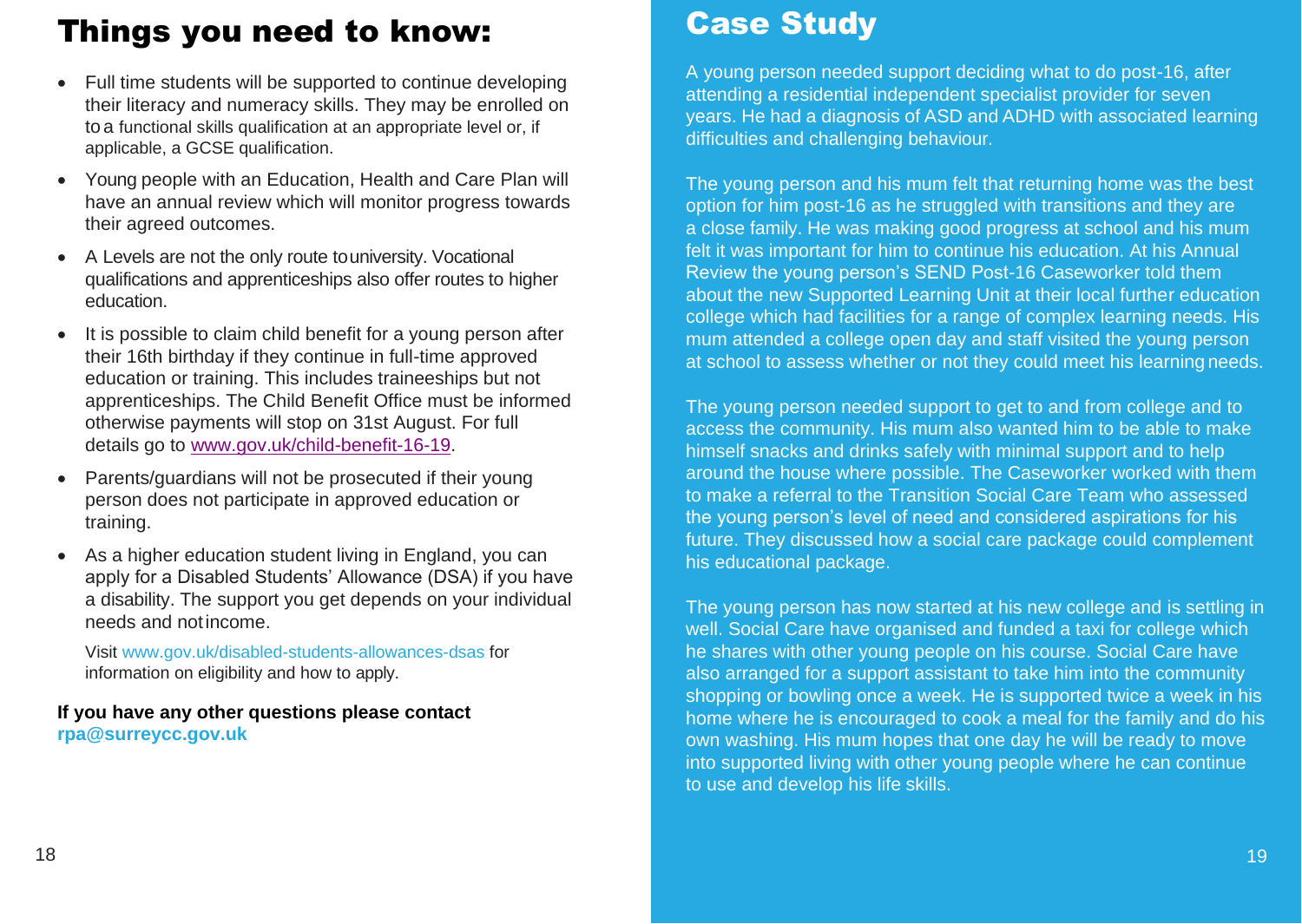## Things you need to know:

- Full time students will be supported to continue developing their literacy and numeracy skills. They may be enrolled on to a functional skills qualification at an appropriate level or, if applicable, a GCSE qualification.
- Young people with an Education, Health and Care Plan will have an annual review which will monitor progress towards their agreed outcomes.
- A Levels are not the only route to university. Vocational qualifications and apprenticeships also offer routes to higher education.
- It is possible to claim child benefit for a young person after their 16th birthday if they continue in full-time approved education or training. This includes traineeships but not apprenticeships. The Child Benefit Office must be informed otherwise payments will stop on 31st August. For full details go to www.gov.uk/child-benefit-16-19.
- Parents/guardians will not be prosecuted if their young person does not participate in approved education or training.
- As a higher education student living in England, you can apply for a Disabled Students' Allowance (DSA) if you have a disability. The support you get depends on your individual needs and not income.

  Visit www.gov.uk/disabled-students-allowances-dsas for information on eligibility and how to apply.

**If you have any other questions please contact rpa@surreycc.gov.uk**

## Case Study

A young person needed support deciding what to do post-16, after attending a residential independent specialist provider for seven years. He had a diagnosis of ASD and ADHD with associated learning difficulties and challenging behaviour.

The young person and his mum felt that returning home was the best option for him post-16 as he struggled with transitions and they are a close family. He was making good progress at school and his mum felt it was important for him to continue his education. At his Annual Review the young person's SEND Post-16 Caseworker told them about the new Supported Learning Unit at their local further education college which had facilities for a range of complex learning needs. His mum attended a college open day and staff visited the young person at school to assess whether or not they could meet his learning needs.

The young person needed support to get to and from college and to access the community. His mum also wanted him to be able to make himself snacks and drinks safely with minimal support and to help around the house where possible. The Caseworker worked with them to make a referral to the Transition Social Care Team who assessed the young person's level of need and considered aspirations for his future. They discussed how a social care package could complement his educational package.

The young person has now started at his new college and is settling in well. Social Care have organised and funded a taxi for college which he shares with other young people on his course. Social Care have also arranged for a support assistant to take him into the community shopping or bowling once a week. He is supported twice a week in his home where he is encouraged to cook a meal for the family and do his own washing. His mum hopes that one day he will be ready to move into supported living with other young people where he can continue to use and develop his life skills.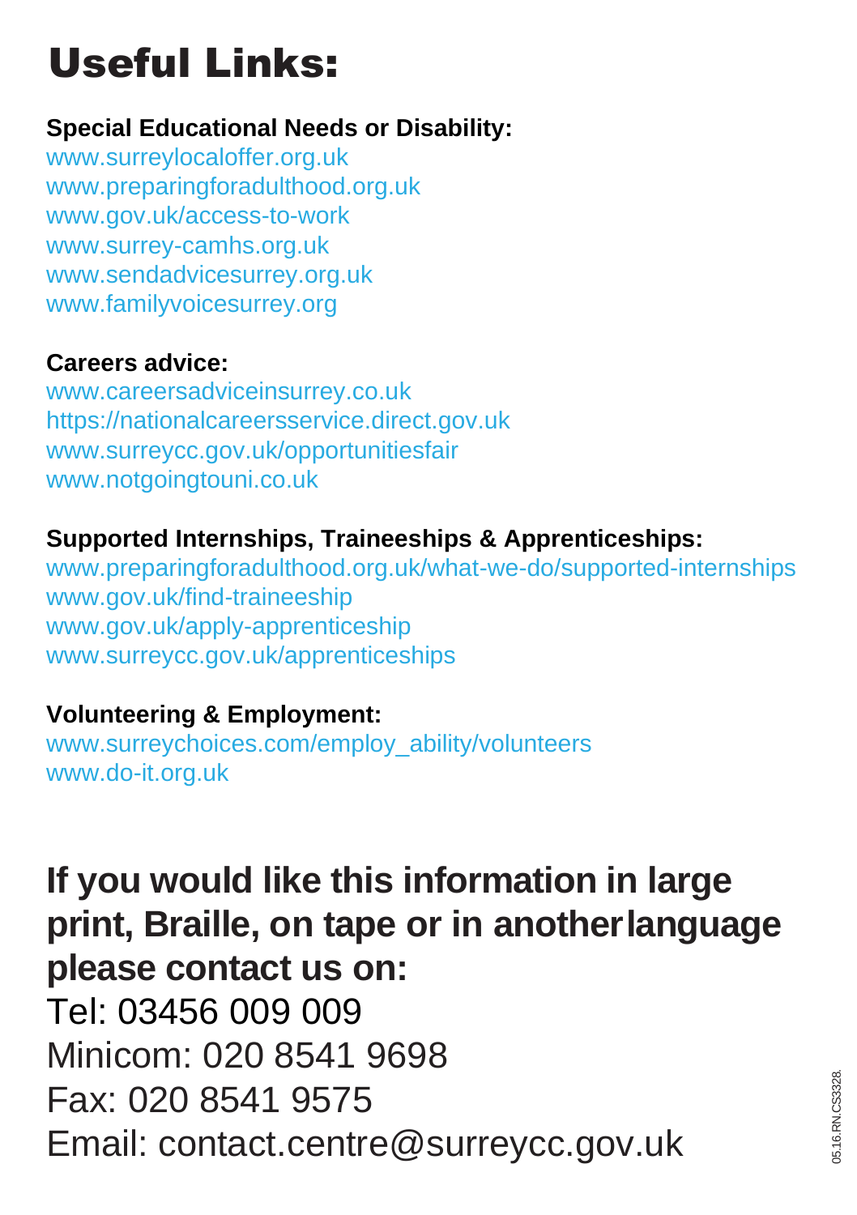# Useful Links:

**Special Educational Needs or Disability:**

www.surreylocaloffer.org.uk
www.preparingforadulthood.org.uk
www.gov.uk/access-to-work
www.surrey-camhs.org.uk
www.sendadvicesurrey.org.uk
www.familyvoicesurrey.org

**Careers advice:**

www.careersadviceinsurrey.co.uk
https://nationalcareersservice.direct.gov.uk
www.surreycc.gov.uk/opportunitiesfair
www.notgoingtouni.co.uk

**Supported Internships, Traineeships & Apprenticeships:**

www.preparingforadulthood.org.uk/what-we-do/supported-internships
www.gov.uk/find-traineeship
www.gov.uk/apply-apprenticeship
www.surreycc.gov.uk/apprenticeships

**Volunteering & Employment:**

www.surreychoices.com/employ_ability/volunteers
www.do-it.org.uk

## If you would like this information in large print, Braille, on tape or in another language please contact us on:

Tel: 03456 009 009
Minicom: 020 8541 9698
Fax: 020 8541 9575
Email: contact.centre@surreycc.gov.uk

05.16.RN.CS3328.